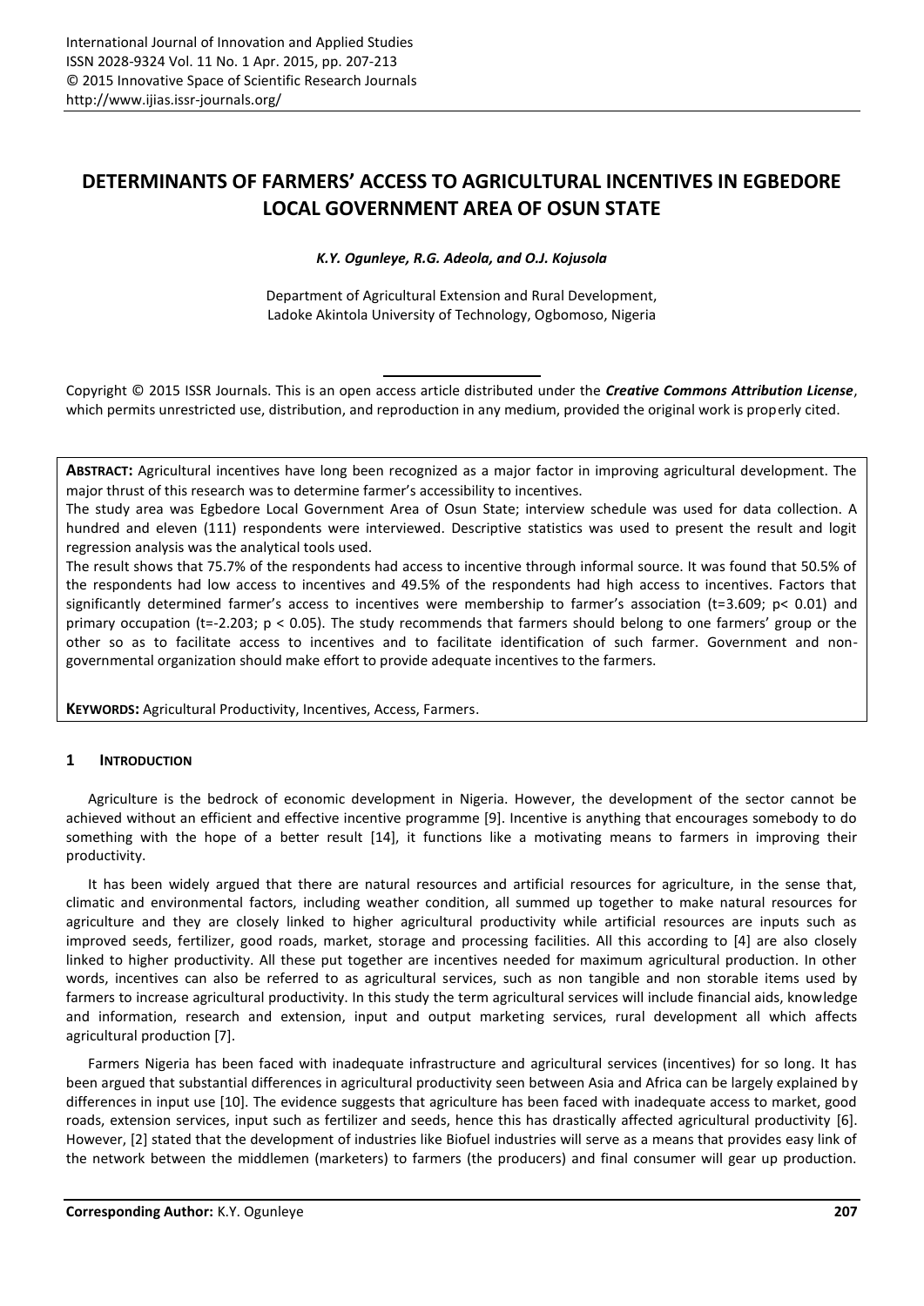# DETERMINANTS OF FARMERS' ACCESS TO AGRICULTURAL INCENTIVES IN EGBEDORE LOCAL GOVERNMENT AREA OF OSUN STATE

*K.Y. Ogunleye, R.G. Adeola, and O.J. Kojusola*

Department of Agricultural Extension and Rural Development,
Ladoke Akintola University of Technology, Ogbomoso, Nigeria

Copyright © 2015 ISSR Journals. This is an open access article distributed under the ***Creative Commons Attribution License***, which permits unrestricted use, distribution, and reproduction in any medium, provided the original work is properly cited.

**ABSTRACT:** Agricultural incentives have long been recognized as a major factor in improving agricultural development. The major thrust of this research was to determine farmer's accessibility to incentives.

The study area was Egbedore Local Government Area of Osun State; interview schedule was used for data collection. A hundred and eleven (111) respondents were interviewed. Descriptive statistics was used to present the result and logit regression analysis was the analytical tools used.

The result shows that 75.7% of the respondents had access to incentive through informal source. It was found that 50.5% of the respondents had low access to incentives and 49.5% of the respondents had high access to incentives. Factors that significantly determined farmer's access to incentives were membership to farmer's association ($t=3.609$; $p< 0.01$) and primary occupation ($t=-2.203$; $p < 0.05$). The study recommends that farmers should belong to one farmers' group or the other so as to facilitate access to incentives and to facilitate identification of such farmer. Government and non-governmental organization should make effort to provide adequate incentives to the farmers.

**KEYWORDS:** Agricultural Productivity, Incentives, Access, Farmers.

## 1 INTRODUCTION

Agriculture is the bedrock of economic development in Nigeria. However, the development of the sector cannot be achieved without an efficient and effective incentive programme [9]. Incentive is anything that encourages somebody to do something with the hope of a better result [14], it functions like a motivating means to farmers in improving their productivity.

It has been widely argued that there are natural resources and artificial resources for agriculture, in the sense that, climatic and environmental factors, including weather condition, all summed up together to make natural resources for agriculture and they are closely linked to higher agricultural productivity while artificial resources are inputs such as improved seeds, fertilizer, good roads, market, storage and processing facilities. All this according to [4] are also closely linked to higher productivity. All these put together are incentives needed for maximum agricultural production. In other words, incentives can also be referred to as agricultural services, such as non tangible and non storable items used by farmers to increase agricultural productivity. In this study the term agricultural services will include financial aids, knowledge and information, research and extension, input and output marketing services, rural development all which affects agricultural production [7].

Farmers Nigeria has been faced with inadequate infrastructure and agricultural services (incentives) for so long. It has been argued that substantial differences in agricultural productivity seen between Asia and Africa can be largely explained by differences in input use [10]. The evidence suggests that agriculture has been faced with inadequate access to market, good roads, extension services, input such as fertilizer and seeds, hence this has drastically affected agricultural productivity [6]. However, [2] stated that the development of industries like Biofuel industries will serve as a means that provides easy link of the network between the middlemen (marketers) to farmers (the producers) and final consumer will gear up production.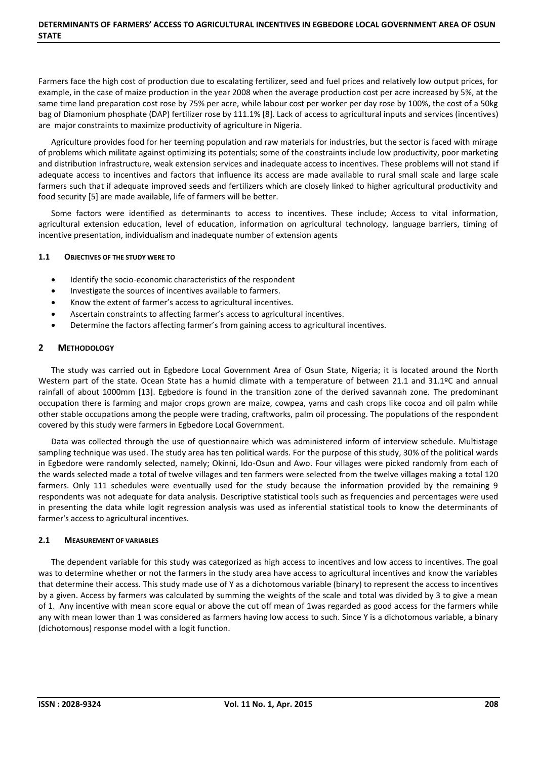Farmers face the high cost of production due to escalating fertilizer, seed and fuel prices and relatively low output prices, for example, in the case of maize production in the year 2008 when the average production cost per acre increased by 5%, at the same time land preparation cost rose by 75% per acre, while labour cost per worker per day rose by 100%, the cost of a 50kg bag of Diamonium phosphate (DAP) fertilizer rose by 111.1% [8]. Lack of access to agricultural inputs and services (incentives) are major constraints to maximize productivity of agriculture in Nigeria.

Agriculture provides food for her teeming population and raw materials for industries, but the sector is faced with mirage of problems which militate against optimizing its potentials; some of the constraints include low productivity, poor marketing and distribution infrastructure, weak extension services and inadequate access to incentives. These problems will not stand if adequate access to incentives and factors that influence its access are made available to rural small scale and large scale farmers such that if adequate improved seeds and fertilizers which are closely linked to higher agricultural productivity and food security [5] are made available, life of farmers will be better.

Some factors were identified as determinants to access to incentives. These include; Access to vital information, agricultural extension education, level of education, information on agricultural technology, language barriers, timing of incentive presentation, individualism and inadequate number of extension agents

### 1.1 Objectives of the study were to

- Identify the socio-economic characteristics of the respondent
- Investigate the sources of incentives available to farmers.
- Know the extent of farmer's access to agricultural incentives.
- Ascertain constraints to affecting farmer's access to agricultural incentives.
- Determine the factors affecting farmer's from gaining access to agricultural incentives.

## 2 Methodology

The study was carried out in Egbedore Local Government Area of Osun State, Nigeria; it is located around the North Western part of the state. Ocean State has a humid climate with a temperature of between 21.1 and 31.1ºC and annual rainfall of about 1000mm [13]. Egbedore is found in the transition zone of the derived savannah zone. The predominant occupation there is farming and major crops grown are maize, cowpea, yams and cash crops like cocoa and oil palm while other stable occupations among the people were trading, craftworks, palm oil processing. The populations of the respondent covered by this study were farmers in Egbedore Local Government.

Data was collected through the use of questionnaire which was administered inform of interview schedule. Multistage sampling technique was used. The study area has ten political wards. For the purpose of this study, 30% of the political wards in Egbedore were randomly selected, namely; Okinni, Ido-Osun and Awo. Four villages were picked randomly from each of the wards selected made a total of twelve villages and ten farmers were selected from the twelve villages making a total 120 farmers. Only 111 schedules were eventually used for the study because the information provided by the remaining 9 respondents was not adequate for data analysis. Descriptive statistical tools such as frequencies and percentages were used in presenting the data while logit regression analysis was used as inferential statistical tools to know the determinants of farmer's access to agricultural incentives.

### 2.1 Measurement of variables

The dependent variable for this study was categorized as high access to incentives and low access to incentives. The goal was to determine whether or not the farmers in the study area have access to agricultural incentives and know the variables that determine their access. This study made use of Y as a dichotomous variable (binary) to represent the access to incentives by a given. Access by farmers was calculated by summing the weights of the scale and total was divided by 3 to give a mean of 1. Any incentive with mean score equal or above the cut off mean of 1was regarded as good access for the farmers while any with mean lower than 1 was considered as farmers having low access to such. Since Y is a dichotomous variable, a binary (dichotomous) response model with a logit function.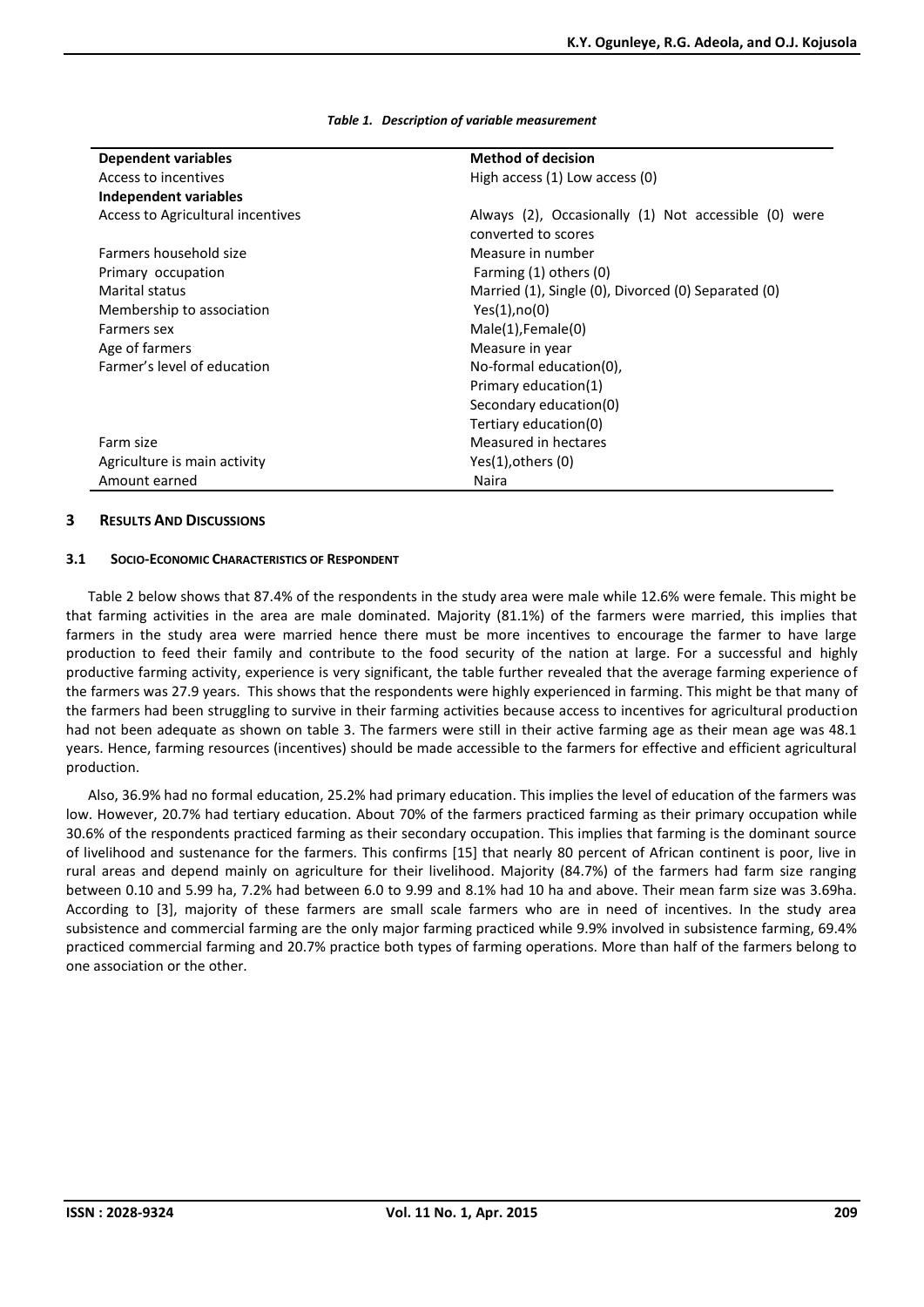*Table 1. Description of variable measurement*

| Dependent variables | Method of decision |
|---|---|
| Access to incentives | High access (1) Low access (0) |
| **Independent variables** | |
| Access to Agricultural incentives | Always (2), Occasionally (1) Not accessible (0) were converted to scores |
| Farmers household size | Measure in number |
| Primary occupation | Farming (1) others (0) |
| Marital status | Married (1), Single (0), Divorced (0) Separated (0) |
| Membership to association | Yes(1),no(0) |
| Farmers sex | Male(1),Female(0) |
| Age of farmers | Measure in year |
| Farmer's level of education | No-formal education(0), Primary education(1) Secondary education(0) Tertiary education(0) |
| Farm size | Measured in hectares |
| Agriculture is main activity | Yes(1),others (0) |
| Amount earned | Naira |

## 3 RESULTS AND DISCUSSIONS

### 3.1 SOCIO-ECONOMIC CHARACTERISTICS OF RESPONDENT

Table 2 below shows that 87.4% of the respondents in the study area were male while 12.6% were female. This might be that farming activities in the area are male dominated. Majority (81.1%) of the farmers were married, this implies that farmers in the study area were married hence there must be more incentives to encourage the farmer to have large production to feed their family and contribute to the food security of the nation at large. For a successful and highly productive farming activity, experience is very significant, the table further revealed that the average farming experience of the farmers was 27.9 years. This shows that the respondents were highly experienced in farming. This might be that many of the farmers had been struggling to survive in their farming activities because access to incentives for agricultural production had not been adequate as shown on table 3. The farmers were still in their active farming age as their mean age was 48.1 years. Hence, farming resources (incentives) should be made accessible to the farmers for effective and efficient agricultural production.

Also, 36.9% had no formal education, 25.2% had primary education. This implies the level of education of the farmers was low. However, 20.7% had tertiary education. About 70% of the farmers practiced farming as their primary occupation while 30.6% of the respondents practiced farming as their secondary occupation. This implies that farming is the dominant source of livelihood and sustenance for the farmers. This confirms [15] that nearly 80 percent of African continent is poor, live in rural areas and depend mainly on agriculture for their livelihood. Majority (84.7%) of the farmers had farm size ranging between 0.10 and 5.99 ha, 7.2% had between 6.0 to 9.99 and 8.1% had 10 ha and above. Their mean farm size was 3.69ha. According to [3], majority of these farmers are small scale farmers who are in need of incentives. In the study area subsistence and commercial farming are the only major farming practiced while 9.9% involved in subsistence farming, 69.4% practiced commercial farming and 20.7% practice both types of farming operations. More than half of the farmers belong to one association or the other.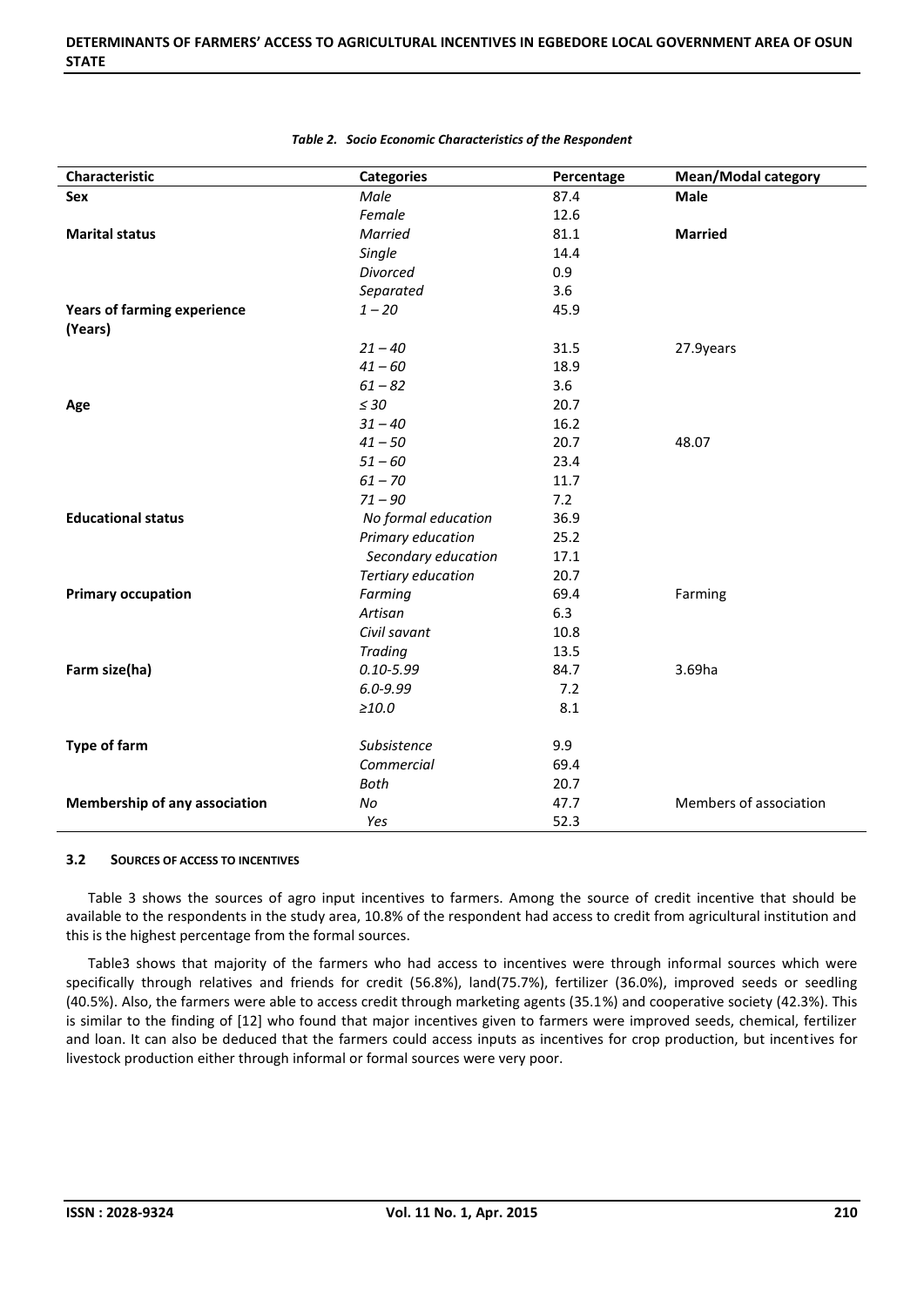*Table 2. Socio Economic Characteristics of the Respondent*

| Characteristic | Categories | Percentage | Mean/Modal category |
|---|---|---|---|
| **Sex** | *Male* | 87.4 | **Male** |
| | *Female* | 12.6 | |
| **Marital status** | *Married* | 81.1 | **Married** |
| | *Single* | 14.4 | |
| | *Divorced* | 0.9 | |
| | *Separated* | 3.6 | |
| **Years of farming experience (Years)** | *1 – 20* | 45.9 | |
| | *21 – 40* | 31.5 | 27.9years |
| | *41 – 60* | 18.9 | |
| | *61 – 82* | 3.6 | |
| **Age** | *≤ 30* | 20.7 | |
| | *31 – 40* | 16.2 | |
| | *41 – 50* | 20.7 | 48.07 |
| | *51 – 60* | 23.4 | |
| | *61 – 70* | 11.7 | |
| | *71 – 90* | 7.2 | |
| **Educational status** | *No formal education* | 36.9 | |
| | *Primary education* | 25.2 | |
| | *Secondary education* | 17.1 | |
| | *Tertiary education* | 20.7 | |
| **Primary occupation** | *Farming* | 69.4 | Farming |
| | *Artisan* | 6.3 | |
| | *Civil savant* | 10.8 | |
| | *Trading* | 13.5 | |
| **Farm size(ha)** | *0.10-5.99* | 84.7 | 3.69ha |
| | *6.0-9.99* | 7.2 | |
| | *≥10.0* | 8.1 | |
| **Type of farm** | *Subsistence* | 9.9 | |
| | *Commercial* | 69.4 | |
| | *Both* | 20.7 | |
| **Membership of any association** | *No* | 47.7 | Members of association |
| | *Yes* | 52.3 | |

### 3.2 Sources of Access to Incentives

Table 3 shows the sources of agro input incentives to farmers. Among the source of credit incentive that should be available to the respondents in the study area, 10.8% of the respondent had access to credit from agricultural institution and this is the highest percentage from the formal sources.

Table3 shows that majority of the farmers who had access to incentives were through informal sources which were specifically through relatives and friends for credit (56.8%), land(75.7%), fertilizer (36.0%), improved seeds or seedling (40.5%). Also, the farmers were able to access credit through marketing agents (35.1%) and cooperative society (42.3%). This is similar to the finding of [12] who found that major incentives given to farmers were improved seeds, chemical, fertilizer and loan. It can also be deduced that the farmers could access inputs as incentives for crop production, but incentives for livestock production either through informal or formal sources were very poor.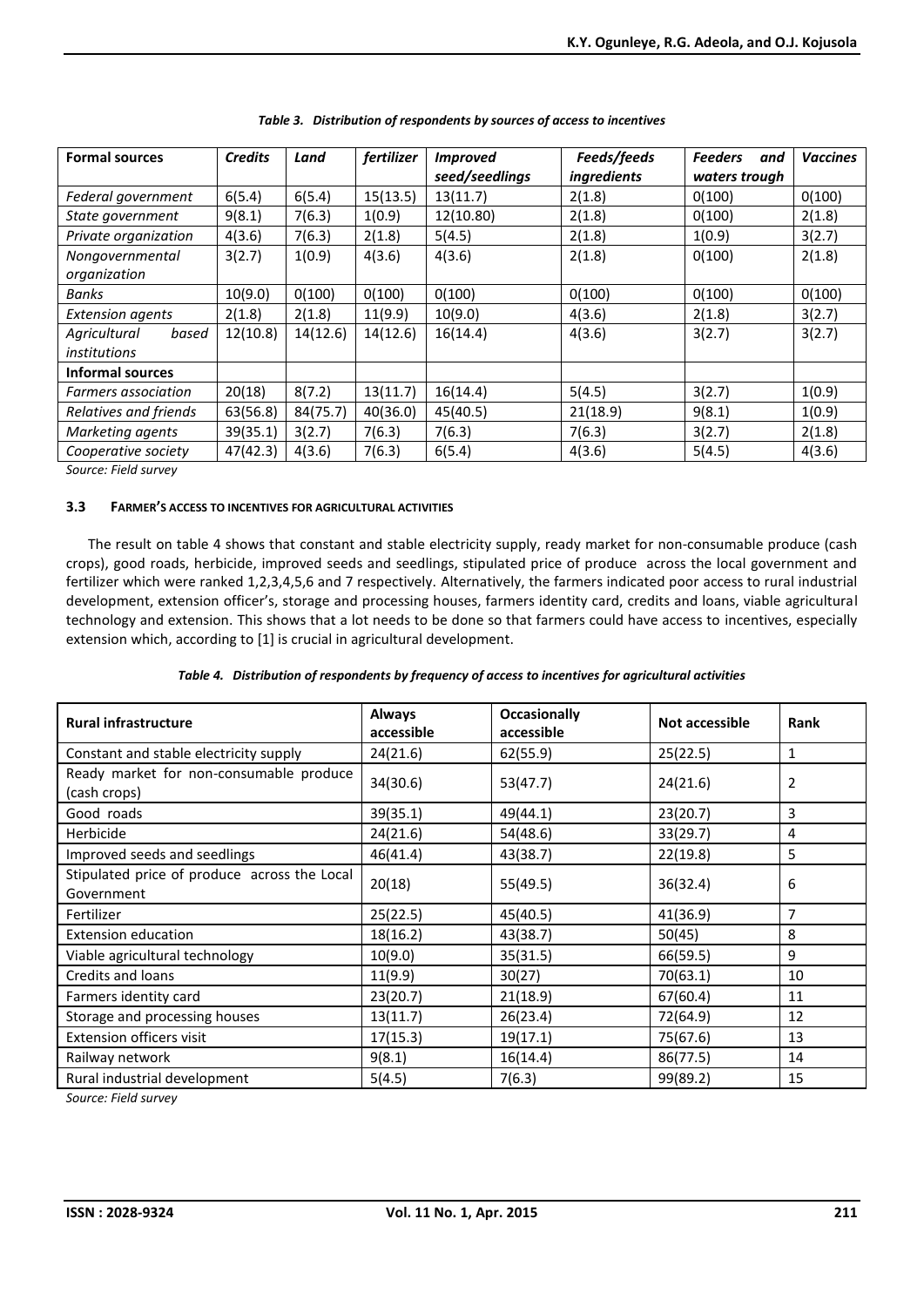*Table 3. Distribution of respondents by sources of access to incentives*

| Formal sources | Credits | Land | fertilizer | Improved seed/seedlings | Feeds/feeds ingredients | Feeders and waters trough | Vaccines |
|---|---|---|---|---|---|---|---|
| Federal government | 6(5.4) | 6(5.4) | 15(13.5) | 13(11.7) | 2(1.8) | 0(100) | 0(100) |
| State government | 9(8.1) | 7(6.3) | 1(0.9) | 12(10.80) | 2(1.8) | 0(100) | 2(1.8) |
| Private organization | 4(3.6) | 7(6.3) | 2(1.8) | 5(4.5) | 2(1.8) | 1(0.9) | 3(2.7) |
| Nongovernmental organization | 3(2.7) | 1(0.9) | 4(3.6) | 4(3.6) | 2(1.8) | 0(100) | 2(1.8) |
| Banks | 10(9.0) | 0(100) | 0(100) | 0(100) | 0(100) | 0(100) | 0(100) |
| Extension agents | 2(1.8) | 2(1.8) | 11(9.9) | 10(9.0) | 4(3.6) | 2(1.8) | 3(2.7) |
| Agricultural based institutions | 12(10.8) | 14(12.6) | 14(12.6) | 16(14.4) | 4(3.6) | 3(2.7) | 3(2.7) |
| **Informal sources** | | | | | | | |
| Farmers association | 20(18) | 8(7.2) | 13(11.7) | 16(14.4) | 5(4.5) | 3(2.7) | 1(0.9) |
| Relatives and friends | 63(56.8) | 84(75.7) | 40(36.0) | 45(40.5) | 21(18.9) | 9(8.1) | 1(0.9) |
| Marketing agents | 39(35.1) | 3(2.7) | 7(6.3) | 7(6.3) | 7(6.3) | 3(2.7) | 2(1.8) |
| Cooperative society | 47(42.3) | 4(3.6) | 7(6.3) | 6(5.4) | 4(3.6) | 5(4.5) | 4(3.6) |

*Source: Field survey*

### 3.3 FARMER'S ACCESS TO INCENTIVES FOR AGRICULTURAL ACTIVITIES

The result on table 4 shows that constant and stable electricity supply, ready market for non-consumable produce (cash crops), good roads, herbicide, improved seeds and seedlings, stipulated price of produce across the local government and fertilizer which were ranked 1,2,3,4,5,6 and 7 respectively. Alternatively, the farmers indicated poor access to rural industrial development, extension officer's, storage and processing houses, farmers identity card, credits and loans, viable agricultural technology and extension. This shows that a lot needs to be done so that farmers could have access to incentives, especially extension which, according to [1] is crucial in agricultural development.

*Table 4. Distribution of respondents by frequency of access to incentives for agricultural activities*

| Rural infrastructure | Always accessible | Occasionally accessible | Not accessible | Rank |
|---|---|---|---|---|
| Constant and stable electricity supply | 24(21.6) | 62(55.9) | 25(22.5) | 1 |
| Ready market for non-consumable produce (cash crops) | 34(30.6) | 53(47.7) | 24(21.6) | 2 |
| Good roads | 39(35.1) | 49(44.1) | 23(20.7) | 3 |
| Herbicide | 24(21.6) | 54(48.6) | 33(29.7) | 4 |
| Improved seeds and seedlings | 46(41.4) | 43(38.7) | 22(19.8) | 5 |
| Stipulated price of produce across the Local Government | 20(18) | 55(49.5) | 36(32.4) | 6 |
| Fertilizer | 25(22.5) | 45(40.5) | 41(36.9) | 7 |
| Extension education | 18(16.2) | 43(38.7) | 50(45) | 8 |
| Viable agricultural technology | 10(9.0) | 35(31.5) | 66(59.5) | 9 |
| Credits and loans | 11(9.9) | 30(27) | 70(63.1) | 10 |
| Farmers identity card | 23(20.7) | 21(18.9) | 67(60.4) | 11 |
| Storage and processing houses | 13(11.7) | 26(23.4) | 72(64.9) | 12 |
| Extension officers visit | 17(15.3) | 19(17.1) | 75(67.6) | 13 |
| Railway network | 9(8.1) | 16(14.4) | 86(77.5) | 14 |
| Rural industrial development | 5(4.5) | 7(6.3) | 99(89.2) | 15 |

*Source: Field survey*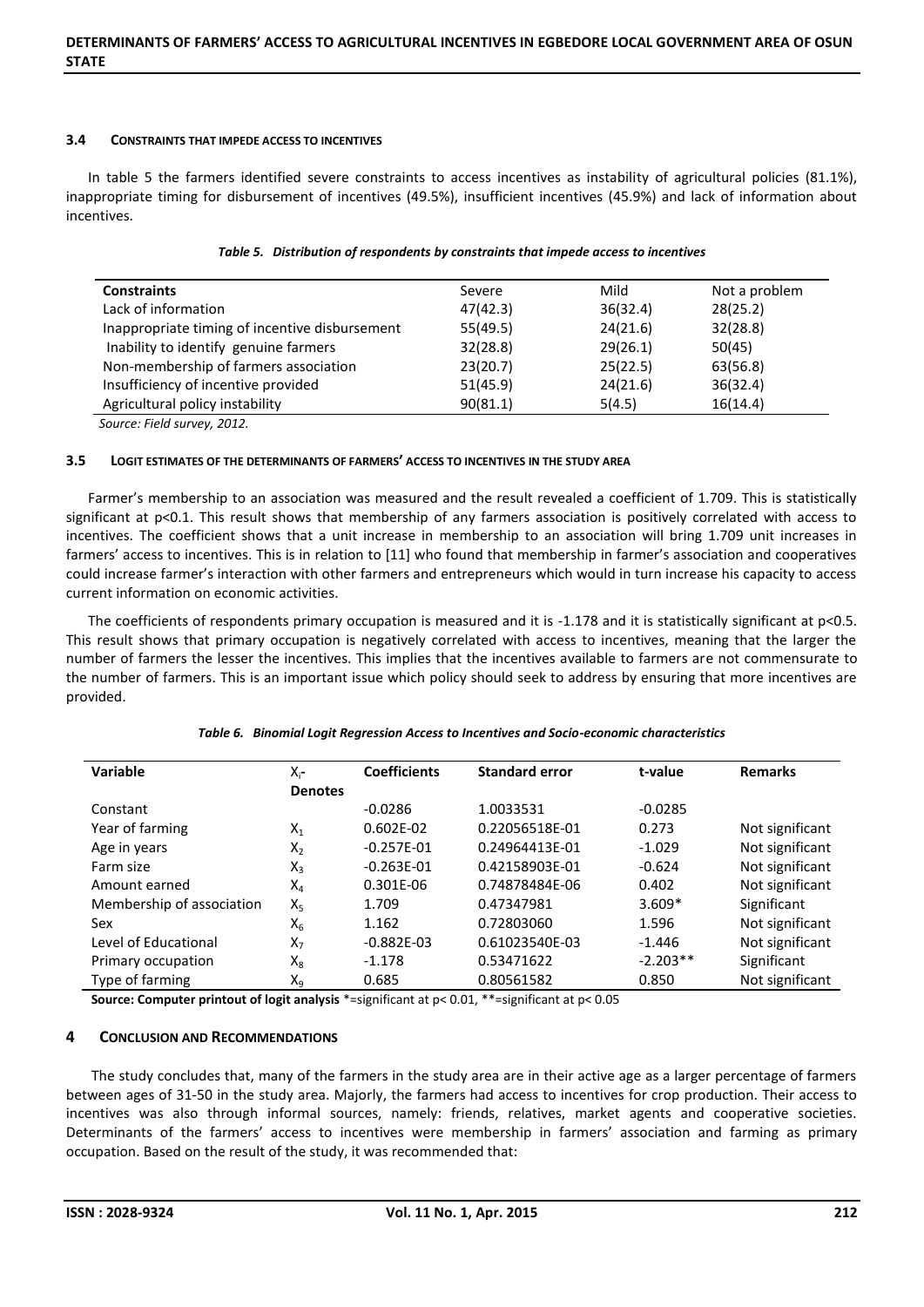### 3.4 CONSTRAINTS THAT IMPEDE ACCESS TO INCENTIVES

In table 5 the farmers identified severe constraints to access incentives as instability of agricultural policies (81.1%), inappropriate timing for disbursement of incentives (49.5%), insufficient incentives (45.9%) and lack of information about incentives.

*Table 5. Distribution of respondents by constraints that impede access to incentives*

| Constraints | Severe | Mild | Not a problem |
|---|---|---|---|
| Lack of information | 47(42.3) | 36(32.4) | 28(25.2) |
| Inappropriate timing of incentive disbursement | 55(49.5) | 24(21.6) | 32(28.8) |
| Inability to identify genuine farmers | 32(28.8) | 29(26.1) | 50(45) |
| Non-membership of farmers association | 23(20.7) | 25(22.5) | 63(56.8) |
| Insufficiency of incentive provided | 51(45.9) | 24(21.6) | 36(32.4) |
| Agricultural policy instability | 90(81.1) | 5(4.5) | 16(14.4) |

*Source: Field survey, 2012.*

### 3.5 LOGIT ESTIMATES OF THE DETERMINANTS OF FARMERS' ACCESS TO INCENTIVES IN THE STUDY AREA

Farmer's membership to an association was measured and the result revealed a coefficient of 1.709. This is statistically significant at $p<0.1$. This result shows that membership of any farmers association is positively correlated with access to incentives. The coefficient shows that a unit increase in membership to an association will bring 1.709 unit increases in farmers' access to incentives. This is in relation to [11] who found that membership in farmer's association and cooperatives could increase farmer's interaction with other farmers and entrepreneurs which would in turn increase his capacity to access current information on economic activities.

The coefficients of respondents primary occupation is measured and it is -1.178 and it is statistically significant at $p<0.5$. This result shows that primary occupation is negatively correlated with access to incentives, meaning that the larger the number of farmers the lesser the incentives. This implies that the incentives available to farmers are not commensurate to the number of farmers. This is an important issue which policy should seek to address by ensuring that more incentives are provided.

*Table 6. Binomial Logit Regression Access to Incentives and Socio-economic characteristics*

| Variable | $X_i$- Denotes | Coefficients | Standard error | t-value | Remarks |
|---|---|---|---|---|---|
| Constant | | -0.0286 | 1.0033531 | -0.0285 | |
| Year of farming | $X_1$ | 0.602E-02 | 0.22056518E-01 | 0.273 | Not significant |
| Age in years | $X_2$ | -0.257E-01 | 0.24964413E-01 | -1.029 | Not significant |
| Farm size | $X_3$ | -0.263E-01 | 0.42158903E-01 | -0.624 | Not significant |
| Amount earned | $X_4$ | 0.301E-06 | 0.74878484E-06 | 0.402 | Not significant |
| Membership of association | $X_5$ | 1.709 | 0.47347981 | 3.609* | Significant |
| Sex | $X_6$ | 1.162 | 0.72803060 | 1.596 | Not significant |
| Level of Educational | $X_7$ | -0.882E-03 | 0.61023540E-03 | -1.446 | Not significant |
| Primary occupation | $X_8$ | -1.178 | 0.53471622 | -2.203** | Significant |
| Type of farming | $X_9$ | 0.685 | 0.80561582 | 0.850 | Not significant |

**Source: Computer printout of logit analysis** *=significant at $p< 0.01$, **=significant at $p< 0.05$

## 4 CONCLUSION AND RECOMMENDATIONS

The study concludes that, many of the farmers in the study area are in their active age as a larger percentage of farmers between ages of 31-50 in the study area. Majorly, the farmers had access to incentives for crop production. Their access to incentives was also through informal sources, namely: friends, relatives, market agents and cooperative societies. Determinants of the farmers' access to incentives were membership in farmers' association and farming as primary occupation. Based on the result of the study, it was recommended that: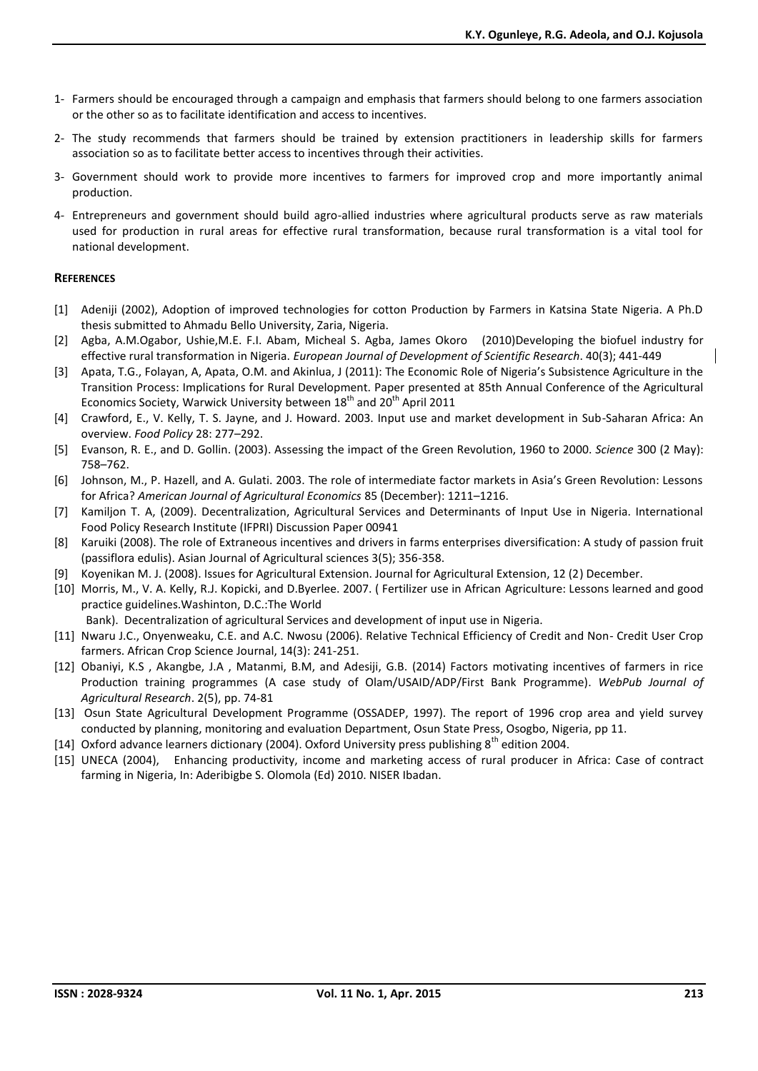1- Farmers should be encouraged through a campaign and emphasis that farmers should belong to one farmers association or the other so as to facilitate identification and access to incentives.

2- The study recommends that farmers should be trained by extension practitioners in leadership skills for farmers association so as to facilitate better access to incentives through their activities.

3- Government should work to provide more incentives to farmers for improved crop and more importantly animal production.

4- Entrepreneurs and government should build agro-allied industries where agricultural products serve as raw materials used for production in rural areas for effective rural transformation, because rural transformation is a vital tool for national development.

## REFERENCES

[1] Adeniji (2002), Adoption of improved technologies for cotton Production by Farmers in Katsina State Nigeria. A Ph.D thesis submitted to Ahmadu Bello University, Zaria, Nigeria.

[2] Agba, A.M.Ogabor, Ushie,M.E. F.I. Abam, Micheal S. Agba, James Okoro (2010)Developing the biofuel industry for effective rural transformation in Nigeria. *European Journal of Development of Scientific Research*. 40(3); 441-449

[3] Apata, T.G., Folayan, A, Apata, O.M. and Akinlua, J (2011): The Economic Role of Nigeria's Subsistence Agriculture in the Transition Process: Implications for Rural Development. Paper presented at 85th Annual Conference of the Agricultural Economics Society, Warwick University between 18th and 20th April 2011

[4] Crawford, E., V. Kelly, T. S. Jayne, and J. Howard. 2003. Input use and market development in Sub-Saharan Africa: An overview. *Food Policy* 28: 277–292.

[5] Evanson, R. E., and D. Gollin. (2003). Assessing the impact of the Green Revolution, 1960 to 2000. *Science* 300 (2 May): 758–762.

[6] Johnson, M., P. Hazell, and A. Gulati. 2003. The role of intermediate factor markets in Asia's Green Revolution: Lessons for Africa? *American Journal of Agricultural Economics* 85 (December): 1211–1216.

[7] Kamiljon T. A, (2009). Decentralization, Agricultural Services and Determinants of Input Use in Nigeria. International Food Policy Research Institute (IFPRI) Discussion Paper 00941

[8] Karuiki (2008). The role of Extraneous incentives and drivers in farms enterprises diversification: A study of passion fruit (passiflora edulis). Asian Journal of Agricultural sciences 3(5); 356-358.

[9] Koyenikan M. J. (2008). Issues for Agricultural Extension. Journal for Agricultural Extension, 12 (2) December.

[10] Morris, M., V. A. Kelly, R.J. Kopicki, and D.Byerlee. 2007. ( Fertilizer use in African Agriculture: Lessons learned and good practice guidelines.Washinton, D.C.:The World Bank). Decentralization of agricultural Services and development of input use in Nigeria.

[11] Nwaru J.C., Onyenweaku, C.E. and A.C. Nwosu (2006). Relative Technical Efficiency of Credit and Non- Credit User Crop farmers. African Crop Science Journal, 14(3): 241-251.

[12] Obaniyi, K.S , Akangbe, J.A , Matanmi, B.M, and Adesiji, G.B. (2014) Factors motivating incentives of farmers in rice Production training programmes (A case study of Olam/USAID/ADP/First Bank Programme). *WebPub Journal of Agricultural Research*. 2(5), pp. 74-81

[13] Osun State Agricultural Development Programme (OSSADEP, 1997). The report of 1996 crop area and yield survey conducted by planning, monitoring and evaluation Department, Osun State Press, Osogbo, Nigeria, pp 11.

[14] Oxford advance learners dictionary (2004). Oxford University press publishing 8th edition 2004.

[15] UNECA (2004), Enhancing productivity, income and marketing access of rural producer in Africa: Case of contract farming in Nigeria, In: Aderibigbe S. Olomola (Ed) 2010. NISER Ibadan.